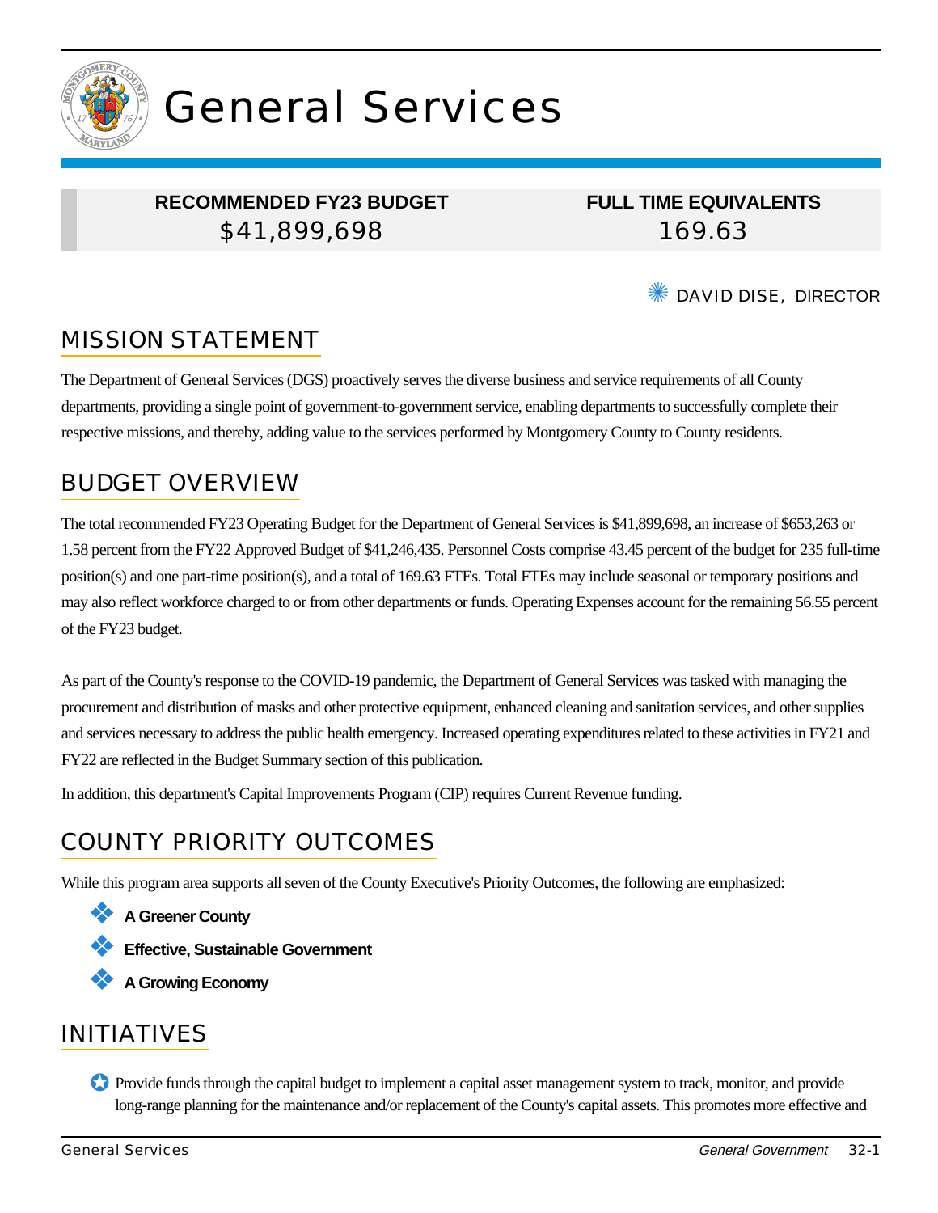# General Services

| RECOMMENDED FY23 BUDGET | FULL TIME EQUIVALENTS |
| --- | --- |
| $41,899,698 | 169.63 |

DAVID DISE, DIRECTOR

## MISSION STATEMENT

The Department of General Services (DGS) proactively serves the diverse business and service requirements of all County departments, providing a single point of government-to-government service, enabling departments to successfully complete their respective missions, and thereby, adding value to the services performed by Montgomery County to County residents.

## BUDGET OVERVIEW

The total recommended FY23 Operating Budget for the Department of General Services is $41,899,698, an increase of $653,263 or 1.58 percent from the FY22 Approved Budget of $41,246,435. Personnel Costs comprise 43.45 percent of the budget for 235 full-time position(s) and one part-time position(s), and a total of 169.63 FTEs. Total FTEs may include seasonal or temporary positions and may also reflect workforce charged to or from other departments or funds. Operating Expenses account for the remaining 56.55 percent of the FY23 budget.

As part of the County's response to the COVID-19 pandemic, the Department of General Services was tasked with managing the procurement and distribution of masks and other protective equipment, enhanced cleaning and sanitation services, and other supplies and services necessary to address the public health emergency. Increased operating expenditures related to these activities in FY21 and FY22 are reflected in the Budget Summary section of this publication.

In addition, this department's Capital Improvements Program (CIP) requires Current Revenue funding.

## COUNTY PRIORITY OUTCOMES

While this program area supports all seven of the County Executive's Priority Outcomes, the following are emphasized:

- **A Greener County**
- **Effective, Sustainable Government**
- **A Growing Economy**

## INITIATIVES

- Provide funds through the capital budget to implement a capital asset management system to track, monitor, and provide long-range planning for the maintenance and/or replacement of the County's capital assets. This promotes more effective and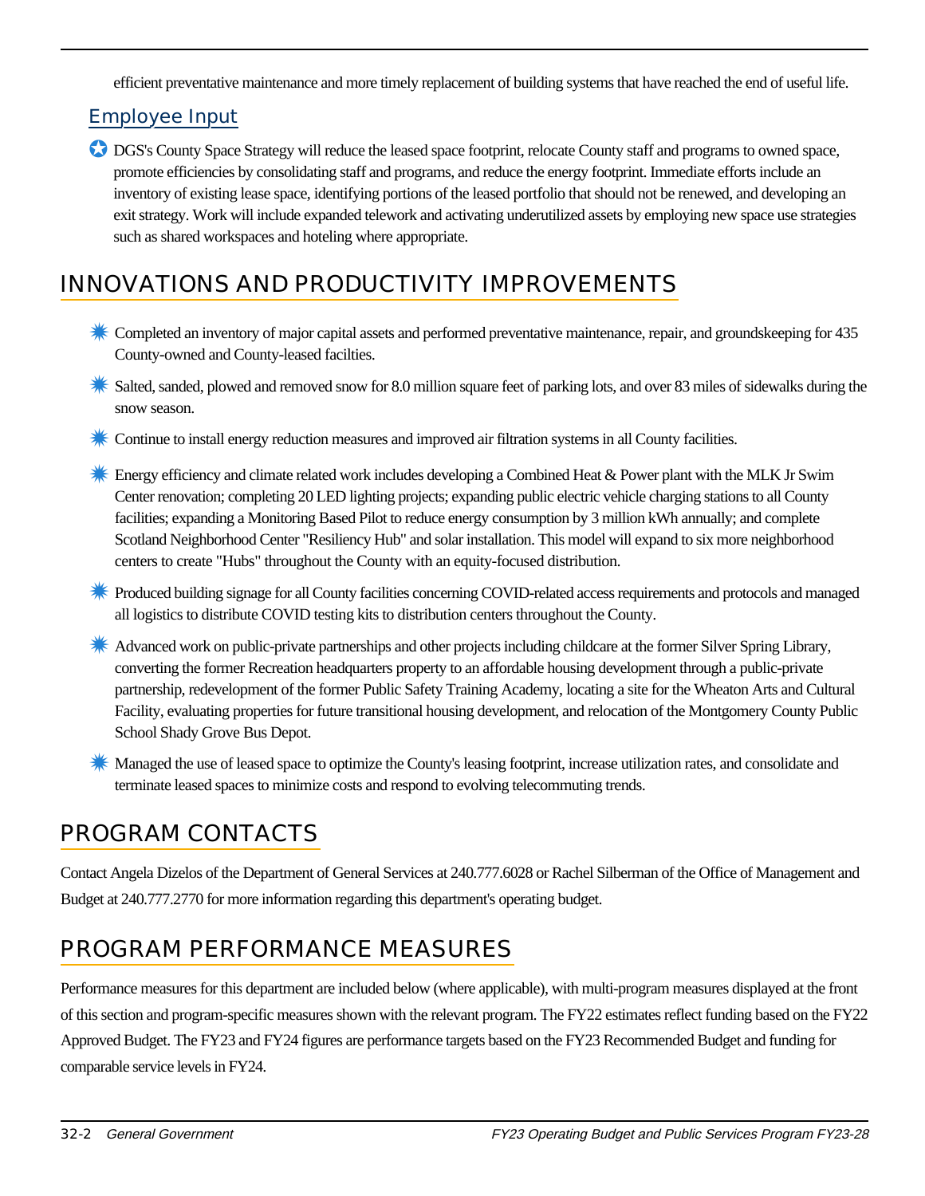efficient preventative maintenance and more timely replacement of building systems that have reached the end of useful life.

### Employee Input

- DGS's County Space Strategy will reduce the leased space footprint, relocate County staff and programs to owned space, promote efficiencies by consolidating staff and programs, and reduce the energy footprint. Immediate efforts include an inventory of existing lease space, identifying portions of the leased portfolio that should not be renewed, and developing an exit strategy. Work will include expanded telework and activating underutilized assets by employing new space use strategies such as shared workspaces and hoteling where appropriate.

## INNOVATIONS AND PRODUCTIVITY IMPROVEMENTS

- Completed an inventory of major capital assets and performed preventative maintenance, repair, and groundskeeping for 435 County-owned and County-leased facilties.
- Salted, sanded, plowed and removed snow for 8.0 million square feet of parking lots, and over 83 miles of sidewalks during the snow season.
- Continue to install energy reduction measures and improved air filtration systems in all County facilities.
- Energy efficiency and climate related work includes developing a Combined Heat & Power plant with the MLK Jr Swim Center renovation; completing 20 LED lighting projects; expanding public electric vehicle charging stations to all County facilities; expanding a Monitoring Based Pilot to reduce energy consumption by 3 million kWh annually; and complete Scotland Neighborhood Center "Resiliency Hub" and solar installation. This model will expand to six more neighborhood centers to create "Hubs" throughout the County with an equity-focused distribution.
- Produced building signage for all County facilities concerning COVID-related access requirements and protocols and managed all logistics to distribute COVID testing kits to distribution centers throughout the County.
- Advanced work on public-private partnerships and other projects including childcare at the former Silver Spring Library, converting the former Recreation headquarters property to an affordable housing development through a public-private partnership, redevelopment of the former Public Safety Training Academy, locating a site for the Wheaton Arts and Cultural Facility, evaluating properties for future transitional housing development, and relocation of the Montgomery County Public School Shady Grove Bus Depot.
- Managed the use of leased space to optimize the County's leasing footprint, increase utilization rates, and consolidate and terminate leased spaces to minimize costs and respond to evolving telecommuting trends.

## PROGRAM CONTACTS

Contact Angela Dizelos of the Department of General Services at 240.777.6028 or Rachel Silberman of the Office of Management and Budget at 240.777.2770 for more information regarding this department's operating budget.

## PROGRAM PERFORMANCE MEASURES

Performance measures for this department are included below (where applicable), with multi-program measures displayed at the front of this section and program-specific measures shown with the relevant program. The FY22 estimates reflect funding based on the FY22 Approved Budget. The FY23 and FY24 figures are performance targets based on the FY23 Recommended Budget and funding for comparable service levels in FY24.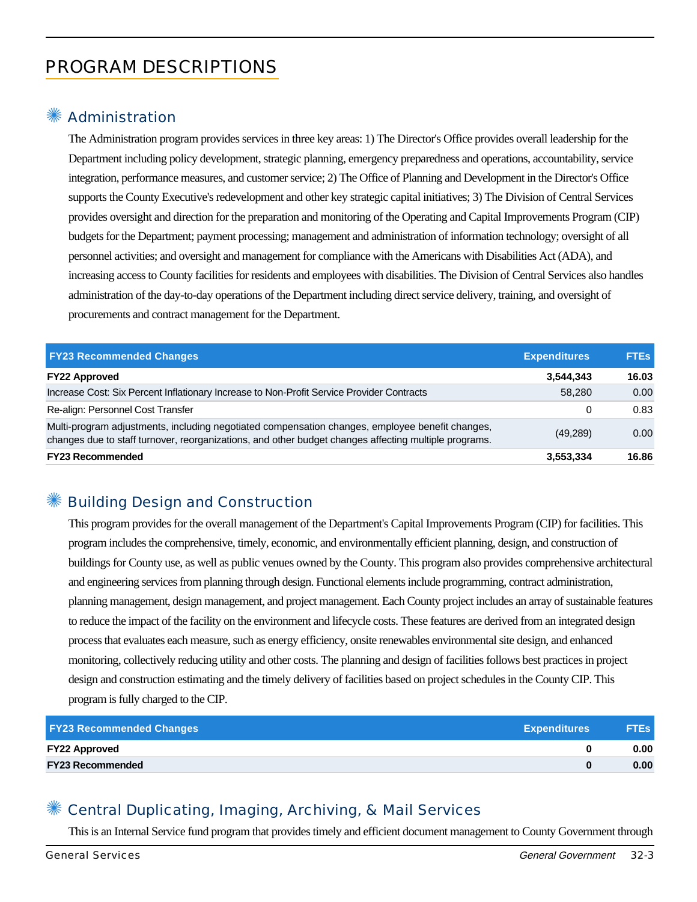# PROGRAM DESCRIPTIONS

## Administration

The Administration program provides services in three key areas: 1) The Director's Office provides overall leadership for the Department including policy development, strategic planning, emergency preparedness and operations, accountability, service integration, performance measures, and customer service; 2) The Office of Planning and Development in the Director's Office supports the County Executive's redevelopment and other key strategic capital initiatives; 3) The Division of Central Services provides oversight and direction for the preparation and monitoring of the Operating and Capital Improvements Program (CIP) budgets for the Department; payment processing; management and administration of information technology; oversight of all personnel activities; and oversight and management for compliance with the Americans with Disabilities Act (ADA), and increasing access to County facilities for residents and employees with disabilities. The Division of Central Services also handles administration of the day-to-day operations of the Department including direct service delivery, training, and oversight of procurements and contract management for the Department.

| FY23 Recommended Changes | Expenditures | FTEs |
|---|---|---|
| **FY22 Approved** | **3,544,343** | **16.03** |
| Increase Cost: Six Percent Inflationary Increase to Non-Profit Service Provider Contracts | 58,280 | 0.00 |
| Re-align: Personnel Cost Transfer | 0 | 0.83 |
| Multi-program adjustments, including negotiated compensation changes, employee benefit changes, changes due to staff turnover, reorganizations, and other budget changes affecting multiple programs. | (49,289) | 0.00 |
| **FY23 Recommended** | **3,553,334** | **16.86** |

## Building Design and Construction

This program provides for the overall management of the Department's Capital Improvements Program (CIP) for facilities. This program includes the comprehensive, timely, economic, and environmentally efficient planning, design, and construction of buildings for County use, as well as public venues owned by the County. This program also provides comprehensive architectural and engineering services from planning through design. Functional elements include programming, contract administration, planning management, design management, and project management. Each County project includes an array of sustainable features to reduce the impact of the facility on the environment and lifecycle costs. These features are derived from an integrated design process that evaluates each measure, such as energy efficiency, onsite renewables environmental site design, and enhanced monitoring, collectively reducing utility and other costs. The planning and design of facilities follows best practices in project design and construction estimating and the timely delivery of facilities based on project schedules in the County CIP. This program is fully charged to the CIP.

| FY23 Recommended Changes | Expenditures | FTEs |
|---|---|---|
| **FY22 Approved** | **0** | **0.00** |
| **FY23 Recommended** | **0** | **0.00** |

## Central Duplicating, Imaging, Archiving, & Mail Services

This is an Internal Service fund program that provides timely and efficient document management to County Government through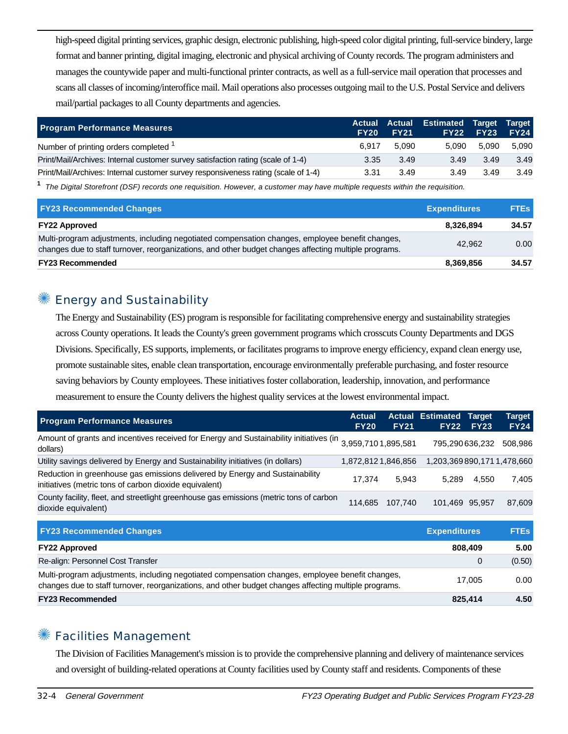high-speed digital printing services, graphic design, electronic publishing, high-speed color digital printing, full-service bindery, large format and banner printing, digital imaging, electronic and physical archiving of County records. The program administers and manages the countywide paper and multi-functional printer contracts, as well as a full-service mail operation that processes and scans all classes of incoming/interoffice mail. Mail operations also processes outgoing mail to the U.S. Postal Service and delivers mail/partial packages to all County departments and agencies.

| Program Performance Measures | Actual FY20 | Actual FY21 | Estimated FY22 | Target FY23 | Target FY24 |
|---|---|---|---|---|---|
| Number of printing orders completed [1] | 6,917 | 5,090 | 5,090 | 5,090 | 5,090 |
| Print/Mail/Archives: Internal customer survey satisfaction rating (scale of 1-4) | 3.35 | 3.49 | 3.49 | 3.49 | 3.49 |
| Print/Mail/Archives: Internal customer survey responsiveness rating (scale of 1-4) | 3.31 | 3.49 | 3.49 | 3.49 | 3.49 |

[1] *The Digital Storefront (DSF) records one requisition. However, a customer may have multiple requests within the requisition.*

| FY23 Recommended Changes | Expenditures | FTEs |
|---|---|---|
| **FY22 Approved** | **8,326,894** | **34.57** |
| Multi-program adjustments, including negotiated compensation changes, employee benefit changes, changes due to staff turnover, reorganizations, and other budget changes affecting multiple programs. | 42,962 | 0.00 |
| **FY23 Recommended** | **8,369,856** | **34.57** |

## Energy and Sustainability

The Energy and Sustainability (ES) program is responsible for facilitating comprehensive energy and sustainability strategies across County operations. It leads the County's green government programs which crosscuts County Departments and DGS Divisions. Specifically, ES supports, implements, or facilitates programs to improve energy efficiency, expand clean energy use, promote sustainable sites, enable clean transportation, encourage environmentally preferable purchasing, and foster resource saving behaviors by County employees. These initiatives foster collaboration, leadership, innovation, and performance measurement to ensure the County delivers the highest quality services at the lowest environmental impact.

| Program Performance Measures | Actual FY20 | Actual FY21 | Estimated FY22 | Target FY23 | Target FY24 |
|---|---|---|---|---|---|
| Amount of grants and incentives received for Energy and Sustainability initiatives (in dollars) | 3,959,710 | 1,895,581 | 795,290 | 636,232 | 508,986 |
| Utility savings delivered by Energy and Sustainability initiatives (in dollars) | 1,872,812 | 1,846,856 | 1,203,369 | 890,171 | 1,478,660 |
| Reduction in greenhouse gas emissions delivered by Energy and Sustainability initiatives (metric tons of carbon dioxide equivalent) | 17,374 | 5,943 | 5,289 | 4,550 | 7,405 |
| County facility, fleet, and streetlight greenhouse gas emissions (metric tons of carbon dioxide equivalent) | 114,685 | 107,740 | 101,469 | 95,957 | 87,609 |

| FY23 Recommended Changes | Expenditures | FTEs |
|---|---|---|
| **FY22 Approved** | **808,409** | **5.00** |
| Re-align: Personnel Cost Transfer | 0 | (0.50) |
| Multi-program adjustments, including negotiated compensation changes, employee benefit changes, changes due to staff turnover, reorganizations, and other budget changes affecting multiple programs. | 17,005 | 0.00 |
| **FY23 Recommended** | **825,414** | **4.50** |

## Facilities Management

The Division of Facilities Management's mission is to provide the comprehensive planning and delivery of maintenance services and oversight of building-related operations at County facilities used by County staff and residents. Components of these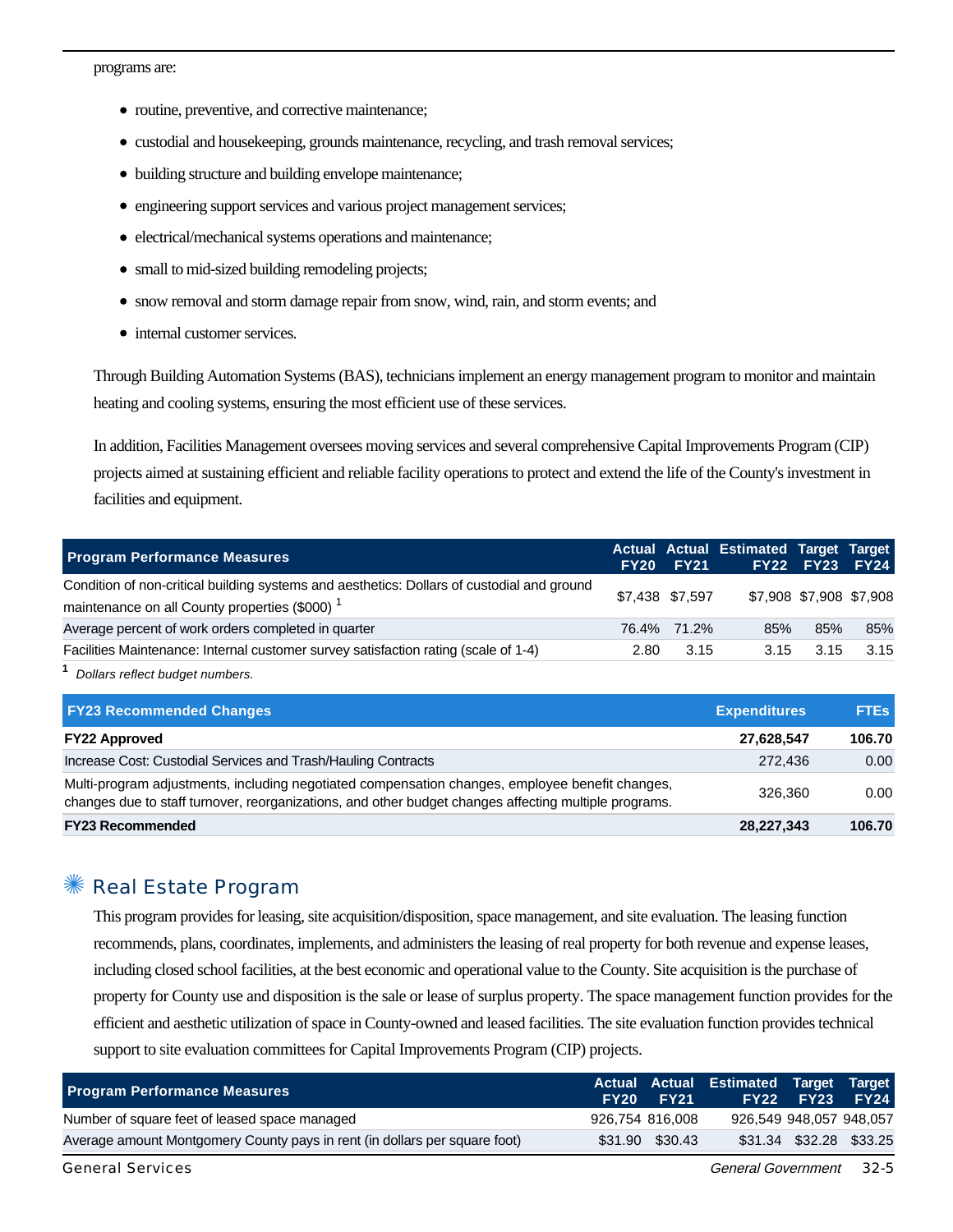programs are:

- routine, preventive, and corrective maintenance;
- custodial and housekeeping, grounds maintenance, recycling, and trash removal services;
- building structure and building envelope maintenance;
- engineering support services and various project management services;
- electrical/mechanical systems operations and maintenance;
- small to mid-sized building remodeling projects;
- snow removal and storm damage repair from snow, wind, rain, and storm events; and
- internal customer services.

Through Building Automation Systems (BAS), technicians implement an energy management program to monitor and maintain heating and cooling systems, ensuring the most efficient use of these services.

In addition, Facilities Management oversees moving services and several comprehensive Capital Improvements Program (CIP) projects aimed at sustaining efficient and reliable facility operations to protect and extend the life of the County's investment in facilities and equipment.

| Program Performance Measures | Actual FY20 | Actual FY21 | Estimated FY22 | Target FY23 | Target FY24 |
|---|---|---|---|---|---|
| Condition of non-critical building systems and aesthetics: Dollars of custodial and ground maintenance on all County properties ($000) [1] | $7,438 | $7,597 | $7,908 | $7,908 | $7,908 |
| Average percent of work orders completed in quarter | 76.4% | 71.2% | 85% | 85% | 85% |
| Facilities Maintenance: Internal customer survey satisfaction rating (scale of 1-4) | 2.80 | 3.15 | 3.15 | 3.15 | 3.15 |

[1] *Dollars reflect budget numbers.*

| FY23 Recommended Changes | Expenditures | FTEs |
|---|---|---|
| **FY22 Approved** | **27,628,547** | **106.70** |
| Increase Cost: Custodial Services and Trash/Hauling Contracts | 272,436 | 0.00 |
| Multi-program adjustments, including negotiated compensation changes, employee benefit changes, changes due to staff turnover, reorganizations, and other budget changes affecting multiple programs. | 326,360 | 0.00 |
| **FY23 Recommended** | **28,227,343** | **106.70** |

## Real Estate Program

This program provides for leasing, site acquisition/disposition, space management, and site evaluation. The leasing function recommends, plans, coordinates, implements, and administers the leasing of real property for both revenue and expense leases, including closed school facilities, at the best economic and operational value to the County. Site acquisition is the purchase of property for County use and disposition is the sale or lease of surplus property. The space management function provides for the efficient and aesthetic utilization of space in County-owned and leased facilities. The site evaluation function provides technical support to site evaluation committees for Capital Improvements Program (CIP) projects.

| Program Performance Measures | Actual FY20 | Actual FY21 | Estimated FY22 | Target FY23 | Target FY24 |
|---|---|---|---|---|---|
| Number of square feet of leased space managed | 926,754 | 816,008 | 926,549 | 948,057 | 948,057 |
| Average amount Montgomery County pays in rent (in dollars per square foot) | $31.90 | $30.43 | $31.34 | $32.28 | $33.25 |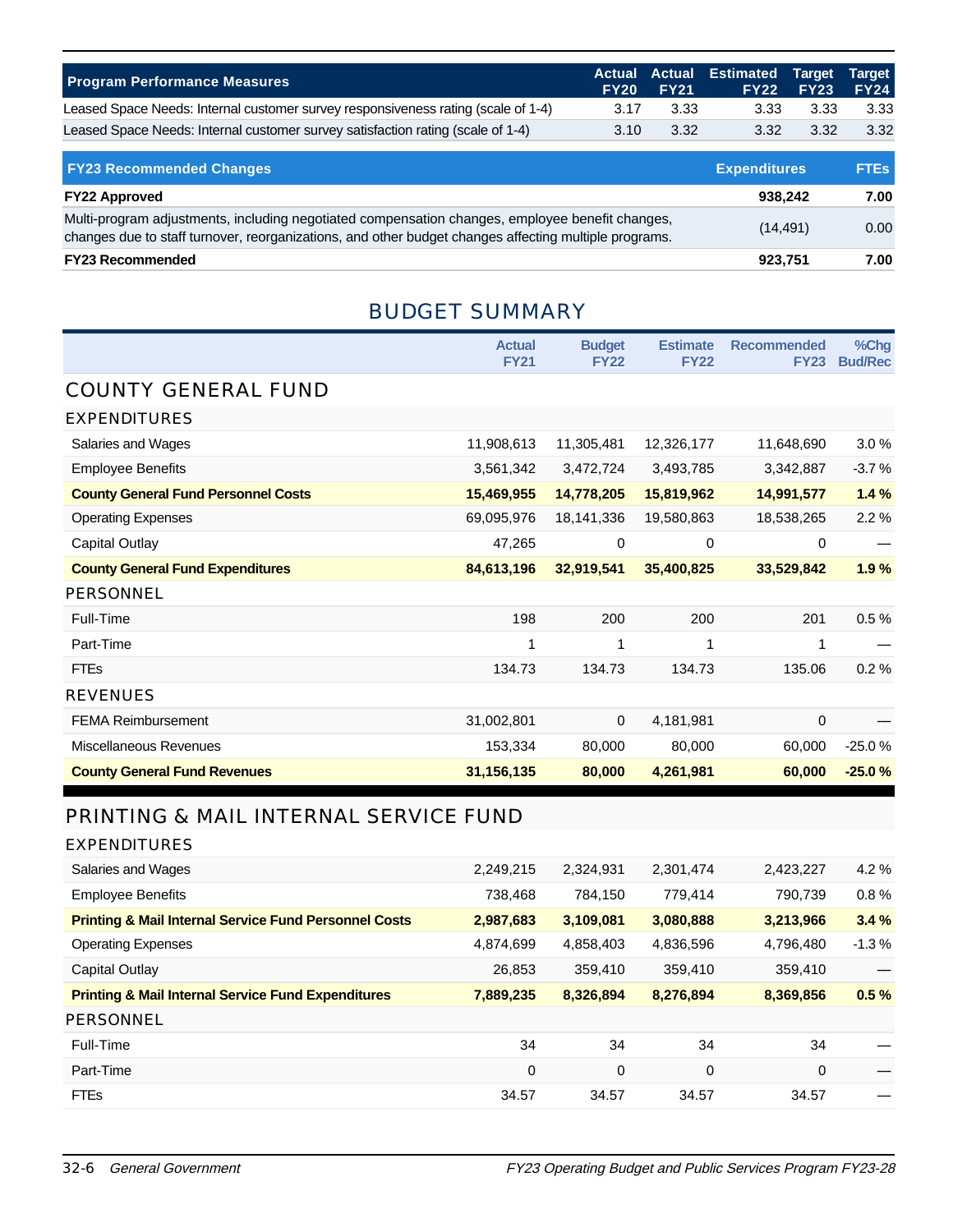| Program Performance Measures | Actual FY20 | Actual FY21 | Estimated FY22 | Target FY23 | Target FY24 |
|---|---|---|---|---|---|
| Leased Space Needs: Internal customer survey responsiveness rating (scale of 1-4) | 3.17 | 3.33 | 3.33 | 3.33 | 3.33 |
| Leased Space Needs: Internal customer survey satisfaction rating (scale of 1-4) | 3.10 | 3.32 | 3.32 | 3.32 | 3.32 |

| FY23 Recommended Changes | Expenditures | FTEs |
|---|---|---|
| **FY22 Approved** | **938,242** | **7.00** |
| Multi-program adjustments, including negotiated compensation changes, employee benefit changes, changes due to staff turnover, reorganizations, and other budget changes affecting multiple programs. | (14,491) | 0.00 |
| **FY23 Recommended** | **923,751** | **7.00** |

# BUDGET SUMMARY

| | Actual FY21 | Budget FY22 | Estimate FY22 | Recommended FY23 | %Chg Bud/Rec |
|---|---|---|---|---|---|
| **COUNTY GENERAL FUND** | | | | | |
| **EXPENDITURES** | | | | | |
| Salaries and Wages | 11,908,613 | 11,305,481 | 12,326,177 | 11,648,690 | 3.0 % |
| Employee Benefits | 3,561,342 | 3,472,724 | 3,493,785 | 3,342,887 | -3.7 % |
| **County General Fund Personnel Costs** | **15,469,955** | **14,778,205** | **15,819,962** | **14,991,577** | **1.4 %** |
| Operating Expenses | 69,095,976 | 18,141,336 | 19,580,863 | 18,538,265 | 2.2 % |
| Capital Outlay | 47,265 | 0 | 0 | 0 | — |
| **County General Fund Expenditures** | **84,613,196** | **32,919,541** | **35,400,825** | **33,529,842** | **1.9 %** |
| **PERSONNEL** | | | | | |
| Full-Time | 198 | 200 | 200 | 201 | 0.5 % |
| Part-Time | 1 | 1 | 1 | 1 | — |
| FTEs | 134.73 | 134.73 | 134.73 | 135.06 | 0.2 % |
| **REVENUES** | | | | | |
| FEMA Reimbursement | 31,002,801 | 0 | 4,181,981 | 0 | — |
| Miscellaneous Revenues | 153,334 | 80,000 | 80,000 | 60,000 | -25.0 % |
| **County General Fund Revenues** | **31,156,135** | **80,000** | **4,261,981** | **60,000** | **-25.0 %** |
| **PRINTING & MAIL INTERNAL SERVICE FUND** | | | | | |
| **EXPENDITURES** | | | | | |
| Salaries and Wages | 2,249,215 | 2,324,931 | 2,301,474 | 2,423,227 | 4.2 % |
| Employee Benefits | 738,468 | 784,150 | 779,414 | 790,739 | 0.8 % |
| **Printing & Mail Internal Service Fund Personnel Costs** | **2,987,683** | **3,109,081** | **3,080,888** | **3,213,966** | **3.4 %** |
| Operating Expenses | 4,874,699 | 4,858,403 | 4,836,596 | 4,796,480 | -1.3 % |
| Capital Outlay | 26,853 | 359,410 | 359,410 | 359,410 | — |
| **Printing & Mail Internal Service Fund Expenditures** | **7,889,235** | **8,326,894** | **8,276,894** | **8,369,856** | **0.5 %** |
| **PERSONNEL** | | | | | |
| Full-Time | 34 | 34 | 34 | 34 | — |
| Part-Time | 0 | 0 | 0 | 0 | — |
| FTEs | 34.57 | 34.57 | 34.57 | 34.57 | — |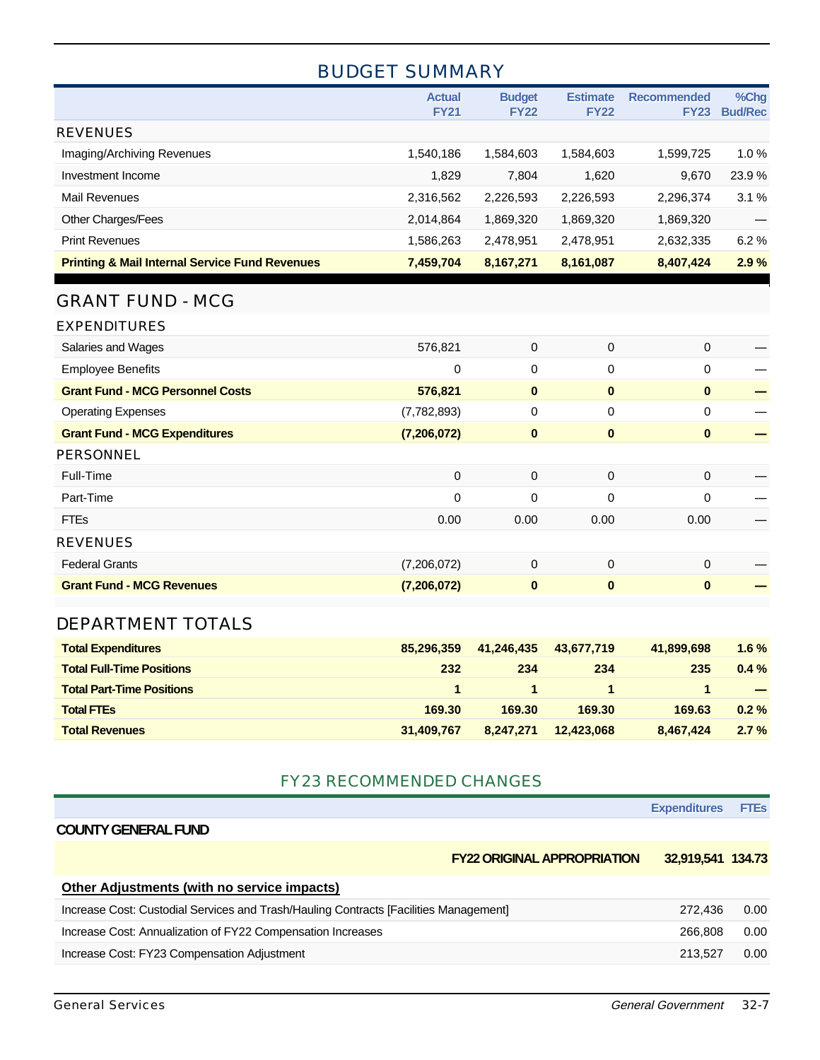## BUDGET SUMMARY

| | Actual FY21 | Budget FY22 | Estimate FY22 | Recommended FY23 | %Chg Bud/Rec |
|---|---|---|---|---|---|
| **REVENUES** | | | | | |
| Imaging/Archiving Revenues | 1,540,186 | 1,584,603 | 1,584,603 | 1,599,725 | 1.0 % |
| Investment Income | 1,829 | 7,804 | 1,620 | 9,670 | 23.9 % |
| Mail Revenues | 2,316,562 | 2,226,593 | 2,226,593 | 2,296,374 | 3.1 % |
| Other Charges/Fees | 2,014,864 | 1,869,320 | 1,869,320 | 1,869,320 | — |
| Print Revenues | 1,586,263 | 2,478,951 | 2,478,951 | 2,632,335 | 6.2 % |
| **Printing & Mail Internal Service Fund Revenues** | **7,459,704** | **8,167,271** | **8,161,087** | **8,407,424** | **2.9 %** |

## GRANT FUND - MCG

| | Actual FY21 | Budget FY22 | Estimate FY22 | Recommended FY23 | %Chg Bud/Rec |
|---|---|---|---|---|---|
| **EXPENDITURES** | | | | | |
| Salaries and Wages | 576,821 | 0 | 0 | 0 | — |
| Employee Benefits | 0 | 0 | 0 | 0 | — |
| **Grant Fund - MCG Personnel Costs** | **576,821** | **0** | **0** | **0** | **—** |
| Operating Expenses | (7,782,893) | 0 | 0 | 0 | — |
| **Grant Fund - MCG Expenditures** | **(7,206,072)** | **0** | **0** | **0** | **—** |
| **PERSONNEL** | | | | | |
| Full-Time | 0 | 0 | 0 | 0 | — |
| Part-Time | 0 | 0 | 0 | 0 | — |
| FTEs | 0.00 | 0.00 | 0.00 | 0.00 | — |
| **REVENUES** | | | | | |
| Federal Grants | (7,206,072) | 0 | 0 | 0 | — |
| **Grant Fund - MCG Revenues** | **(7,206,072)** | **0** | **0** | **0** | **—** |

## DEPARTMENT TOTALS

| | Actual FY21 | Budget FY22 | Estimate FY22 | Recommended FY23 | %Chg Bud/Rec |
|---|---|---|---|---|---|
| **Total Expenditures** | **85,296,359** | **41,246,435** | **43,677,719** | **41,899,698** | **1.6 %** |
| **Total Full-Time Positions** | **232** | **234** | **234** | **235** | **0.4 %** |
| **Total Part-Time Positions** | **1** | **1** | **1** | **1** | **—** |
| **Total FTEs** | **169.30** | **169.30** | **169.30** | **169.63** | **0.2 %** |
| **Total Revenues** | **31,409,767** | **8,247,271** | **12,423,068** | **8,467,424** | **2.7 %** |

## FY23 RECOMMENDED CHANGES

| | Expenditures | FTEs |
|---|---|---|
| **COUNTY GENERAL FUND** | | |
| **FY22 ORIGINAL APPROPRIATION** | **32,919,541** | **134.73** |
| **Other Adjustments (with no service impacts)** | | |
| Increase Cost: Custodial Services and Trash/Hauling Contracts [Facilities Management] | 272,436 | 0.00 |
| Increase Cost: Annualization of FY22 Compensation Increases | 266,808 | 0.00 |
| Increase Cost: FY23 Compensation Adjustment | 213,527 | 0.00 |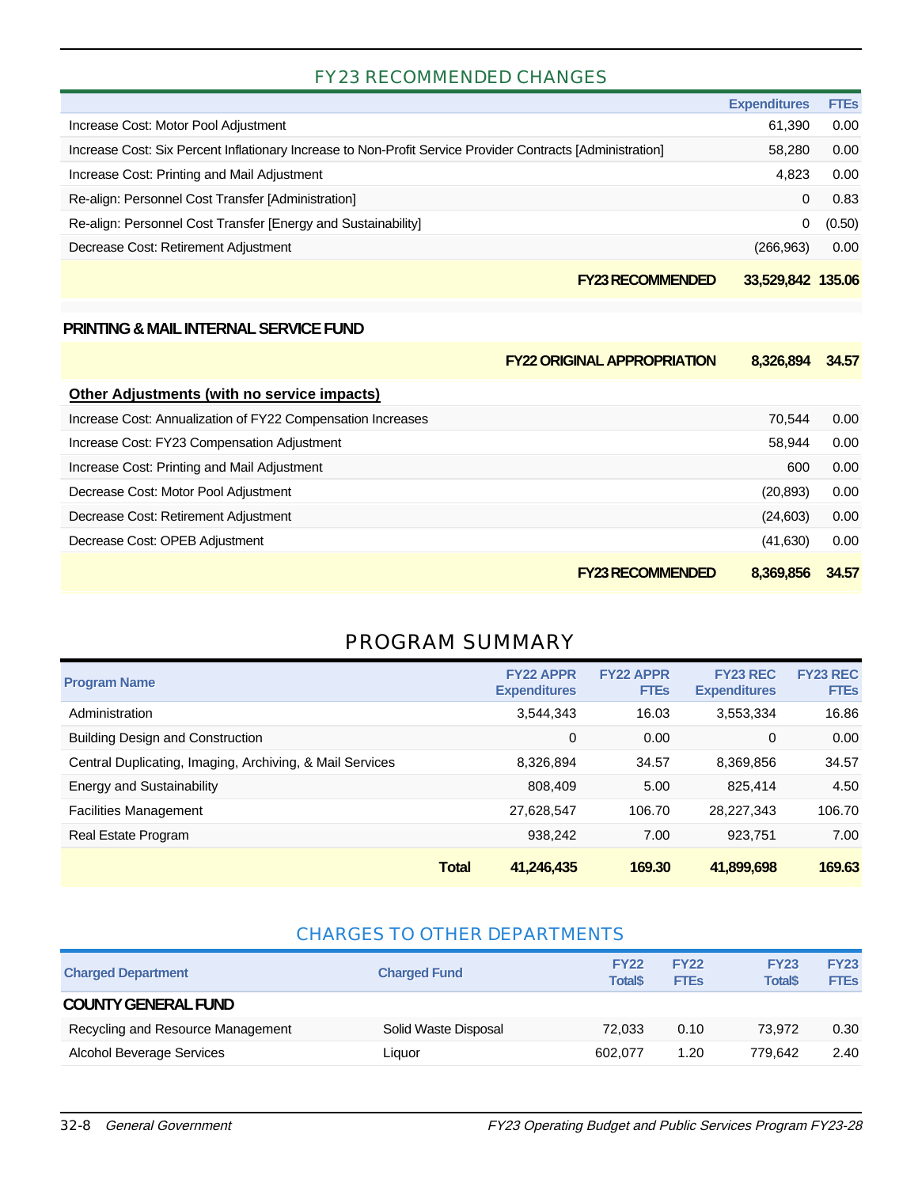## FY23 RECOMMENDED CHANGES

| | Expenditures | FTEs |
|---|---|---|
| Increase Cost: Motor Pool Adjustment | 61,390 | 0.00 |
| Increase Cost: Six Percent Inflationary Increase to Non-Profit Service Provider Contracts [Administration] | 58,280 | 0.00 |
| Increase Cost: Printing and Mail Adjustment | 4,823 | 0.00 |
| Re-align: Personnel Cost Transfer [Administration] | 0 | 0.83 |
| Re-align: Personnel Cost Transfer [Energy and Sustainability] | 0 | (0.50) |
| Decrease Cost: Retirement Adjustment | (266,963) | 0.00 |
| **FY23 RECOMMENDED** | **33,529,842** | **135.06** |

### PRINTING & MAIL INTERNAL SERVICE FUND

| | Expenditures | FTEs |
|---|---|---|
| **FY22 ORIGINAL APPROPRIATION** | **8,326,894** | **34.57** |
| **Other Adjustments (with no service impacts)** | | |
| Increase Cost: Annualization of FY22 Compensation Increases | 70,544 | 0.00 |
| Increase Cost: FY23 Compensation Adjustment | 58,944 | 0.00 |
| Increase Cost: Printing and Mail Adjustment | 600 | 0.00 |
| Decrease Cost: Motor Pool Adjustment | (20,893) | 0.00 |
| Decrease Cost: Retirement Adjustment | (24,603) | 0.00 |
| Decrease Cost: OPEB Adjustment | (41,630) | 0.00 |
| **FY23 RECOMMENDED** | **8,369,856** | **34.57** |

## PROGRAM SUMMARY

| Program Name | FY22 APPR Expenditures | FY22 APPR FTEs | FY23 REC Expenditures | FY23 REC FTEs |
|---|---|---|---|---|
| Administration | 3,544,343 | 16.03 | 3,553,334 | 16.86 |
| Building Design and Construction | 0 | 0.00 | 0 | 0.00 |
| Central Duplicating, Imaging, Archiving, & Mail Services | 8,326,894 | 34.57 | 8,369,856 | 34.57 |
| Energy and Sustainability | 808,409 | 5.00 | 825,414 | 4.50 |
| Facilities Management | 27,628,547 | 106.70 | 28,227,343 | 106.70 |
| Real Estate Program | 938,242 | 7.00 | 923,751 | 7.00 |
| **Total** | **41,246,435** | **169.30** | **41,899,698** | **169.63** |

## CHARGES TO OTHER DEPARTMENTS

| Charged Department | Charged Fund | FY22 Total$ | FY22 FTEs | FY23 Total$ | FY23 FTEs |
|---|---|---|---|---|---|
| **COUNTY GENERAL FUND** | | | | | |
| Recycling and Resource Management | Solid Waste Disposal | 72,033 | 0.10 | 73,972 | 0.30 |
| Alcohol Beverage Services | Liquor | 602,077 | 1.20 | 779,642 | 2.40 |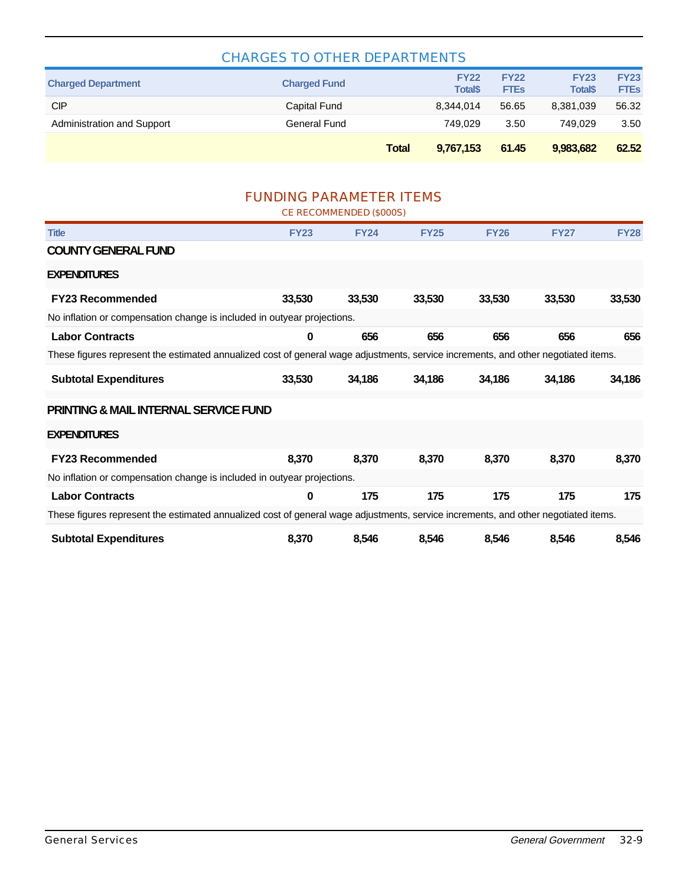## CHARGES TO OTHER DEPARTMENTS

| Charged Department | Charged Fund | | FY22 Total$ | FY22 FTEs | FY23 Total$ | FY23 FTEs |
|---|---|---|---|---|---|---|
| CIP | Capital Fund | | 8,344,014 | 56.65 | 8,381,039 | 56.32 |
| Administration and Support | General Fund | | 749,029 | 3.50 | 749,029 | 3.50 |
| | | **Total** | **9,767,153** | **61.45** | **9,983,682** | **62.52** |

## FUNDING PARAMETER ITEMS

CE RECOMMENDED ($000S)

| Title | FY23 | FY24 | FY25 | FY26 | FY27 | FY28 |
|---|---|---|---|---|---|---|
| **COUNTY GENERAL FUND** | | | | | | |
| **EXPENDITURES** | | | | | | |
| **FY23 Recommended** | **33,530** | **33,530** | **33,530** | **33,530** | **33,530** | **33,530** |
| No inflation or compensation change is included in outyear projections. | | | | | | |
| **Labor Contracts** | **0** | **656** | **656** | **656** | **656** | **656** |
| These figures represent the estimated annualized cost of general wage adjustments, service increments, and other negotiated items. | | | | | | |
| **Subtotal Expenditures** | **33,530** | **34,186** | **34,186** | **34,186** | **34,186** | **34,186** |
| **PRINTING & MAIL INTERNAL SERVICE FUND** | | | | | | |
| **EXPENDITURES** | | | | | | |
| **FY23 Recommended** | **8,370** | **8,370** | **8,370** | **8,370** | **8,370** | **8,370** |
| No inflation or compensation change is included in outyear projections. | | | | | | |
| **Labor Contracts** | **0** | **175** | **175** | **175** | **175** | **175** |
| These figures represent the estimated annualized cost of general wage adjustments, service increments, and other negotiated items. | | | | | | |
| **Subtotal Expenditures** | **8,370** | **8,546** | **8,546** | **8,546** | **8,546** | **8,546** |